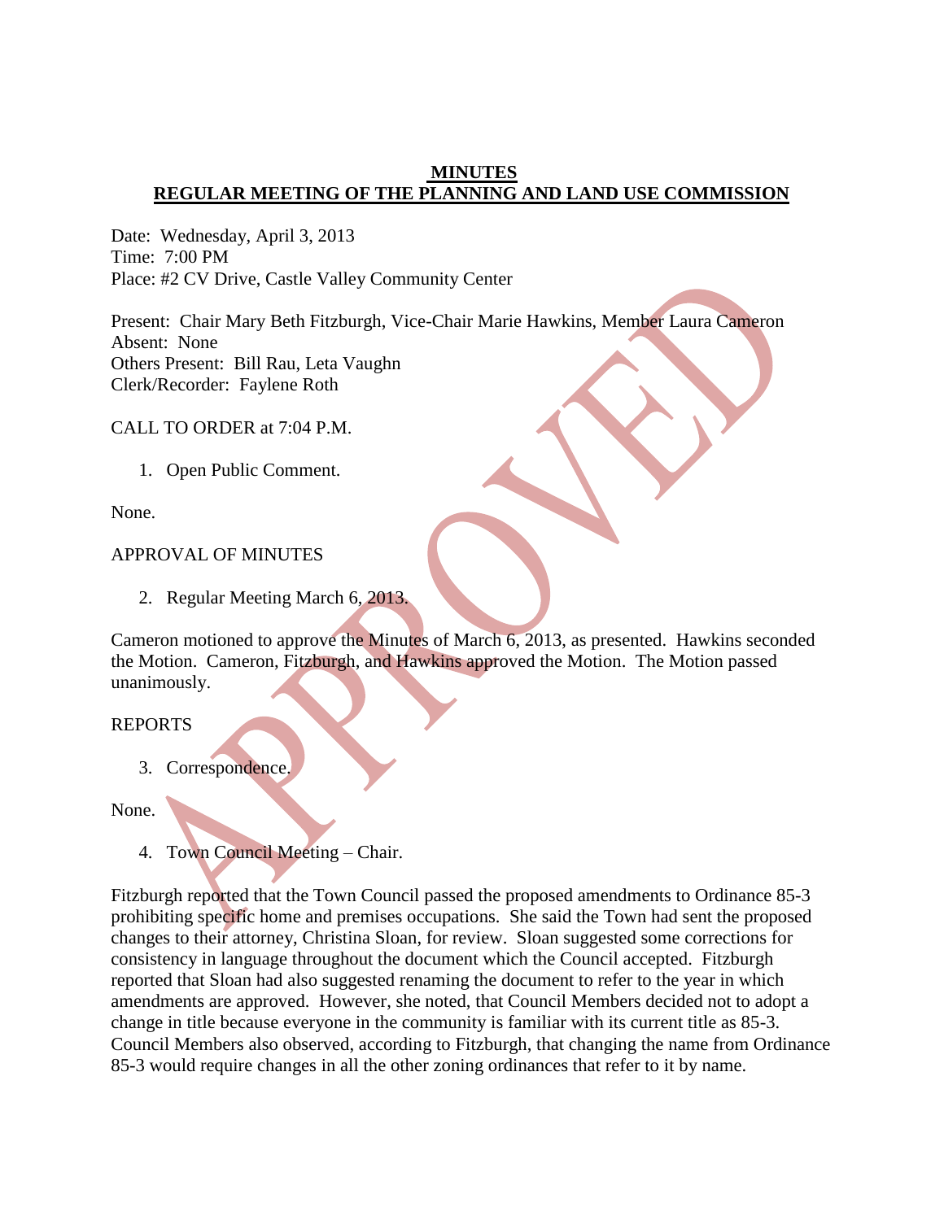# MINUTES
## REGULAR MEETING OF THE PLANNING AND LAND USE COMMISSION

Date: Wednesday, April 3, 2013
Time: 7:00 PM
Place: #2 CV Drive, Castle Valley Community Center

Present: Chair Mary Beth Fitzburgh, Vice-Chair Marie Hawkins, Member Laura Cameron
Absent: None
Others Present: Bill Rau, Leta Vaughn
Clerk/Recorder: Faylene Roth

CALL TO ORDER at 7:04 P.M.

1. Open Public Comment.

None.

APPROVAL OF MINUTES

2. Regular Meeting March 6, 2013.

Cameron motioned to approve the Minutes of March 6, 2013, as presented. Hawkins seconded the Motion. Cameron, Fitzburgh, and Hawkins approved the Motion. The Motion passed unanimously.

REPORTS

3. Correspondence.

None.

4. Town Council Meeting – Chair.

Fitzburgh reported that the Town Council passed the proposed amendments to Ordinance 85-3 prohibiting specific home and premises occupations. She said the Town had sent the proposed changes to their attorney, Christina Sloan, for review. Sloan suggested some corrections for consistency in language throughout the document which the Council accepted. Fitzburgh reported that Sloan had also suggested renaming the document to refer to the year in which amendments are approved. However, she noted, that Council Members decided not to adopt a change in title because everyone in the community is familiar with its current title as 85-3. Council Members also observed, according to Fitzburgh, that changing the name from Ordinance 85-3 would require changes in all the other zoning ordinances that refer to it by name.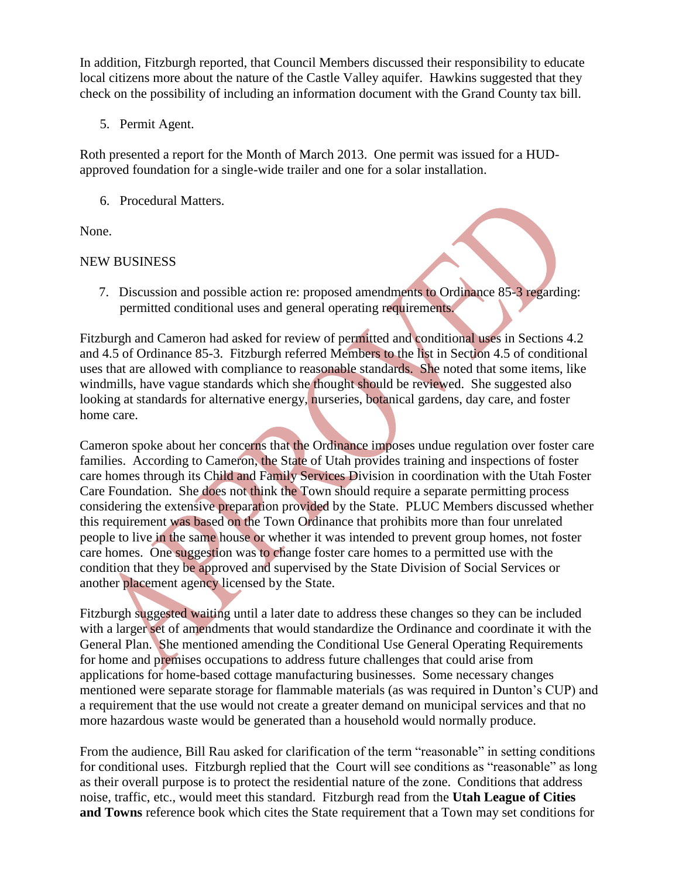In addition, Fitzburgh reported, that Council Members discussed their responsibility to educate local citizens more about the nature of the Castle Valley aquifer. Hawkins suggested that they check on the possibility of including an information document with the Grand County tax bill.

5. Permit Agent.

Roth presented a report for the Month of March 2013. One permit was issued for a HUD-approved foundation for a single-wide trailer and one for a solar installation.

6. Procedural Matters.

None.

NEW BUSINESS

7. Discussion and possible action re: proposed amendments to Ordinance 85-3 regarding: permitted conditional uses and general operating requirements.

Fitzburgh and Cameron had asked for review of permitted and conditional uses in Sections 4.2 and 4.5 of Ordinance 85-3. Fitzburgh referred Members to the list in Section 4.5 of conditional uses that are allowed with compliance to reasonable standards. She noted that some items, like windmills, have vague standards which she thought should be reviewed. She suggested also looking at standards for alternative energy, nurseries, botanical gardens, day care, and foster home care.

Cameron spoke about her concerns that the Ordinance imposes undue regulation over foster care families. According to Cameron, the State of Utah provides training and inspections of foster care homes through its Child and Family Services Division in coordination with the Utah Foster Care Foundation. She does not think the Town should require a separate permitting process considering the extensive preparation provided by the State. PLUC Members discussed whether this requirement was based on the Town Ordinance that prohibits more than four unrelated people to live in the same house or whether it was intended to prevent group homes, not foster care homes. One suggestion was to change foster care homes to a permitted use with the condition that they be approved and supervised by the State Division of Social Services or another placement agency licensed by the State.

Fitzburgh suggested waiting until a later date to address these changes so they can be included with a larger set of amendments that would standardize the Ordinance and coordinate it with the General Plan. She mentioned amending the Conditional Use General Operating Requirements for home and premises occupations to address future challenges that could arise from applications for home-based cottage manufacturing businesses. Some necessary changes mentioned were separate storage for flammable materials (as was required in Dunton's CUP) and a requirement that the use would not create a greater demand on municipal services and that no more hazardous waste would be generated than a household would normally produce.

From the audience, Bill Rau asked for clarification of the term "reasonable" in setting conditions for conditional uses. Fitzburgh replied that the Court will see conditions as "reasonable" as long as their overall purpose is to protect the residential nature of the zone. Conditions that address noise, traffic, etc., would meet this standard. Fitzburgh read from the **Utah League of Cities and Towns** reference book which cites the State requirement that a Town may set conditions for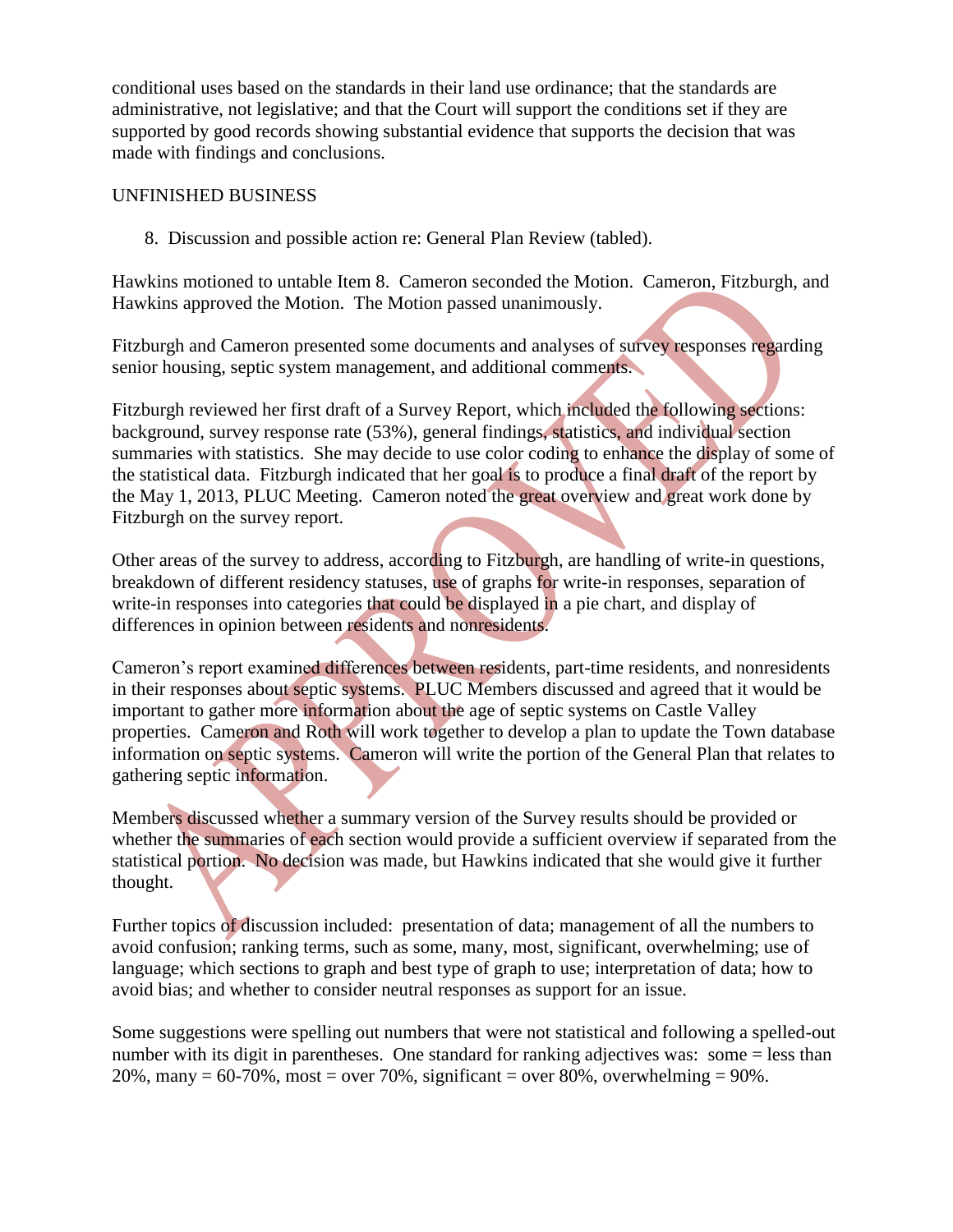conditional uses based on the standards in their land use ordinance; that the standards are administrative, not legislative; and that the Court will support the conditions set if they are supported by good records showing substantial evidence that supports the decision that was made with findings and conclusions.

UNFINISHED BUSINESS

8. Discussion and possible action re: General Plan Review (tabled).

Hawkins motioned to untable Item 8. Cameron seconded the Motion. Cameron, Fitzburgh, and Hawkins approved the Motion. The Motion passed unanimously.

Fitzburgh and Cameron presented some documents and analyses of survey responses regarding senior housing, septic system management, and additional comments.

Fitzburgh reviewed her first draft of a Survey Report, which included the following sections: background, survey response rate (53%), general findings, statistics, and individual section summaries with statistics. She may decide to use color coding to enhance the display of some of the statistical data. Fitzburgh indicated that her goal is to produce a final draft of the report by the May 1, 2013, PLUC Meeting. Cameron noted the great overview and great work done by Fitzburgh on the survey report.

Other areas of the survey to address, according to Fitzburgh, are handling of write-in questions, breakdown of different residency statuses, use of graphs for write-in responses, separation of write-in responses into categories that could be displayed in a pie chart, and display of differences in opinion between residents and nonresidents.

Cameron's report examined differences between residents, part-time residents, and nonresidents in their responses about septic systems. PLUC Members discussed and agreed that it would be important to gather more information about the age of septic systems on Castle Valley properties. Cameron and Roth will work together to develop a plan to update the Town database information on septic systems. Cameron will write the portion of the General Plan that relates to gathering septic information.

Members discussed whether a summary version of the Survey results should be provided or whether the summaries of each section would provide a sufficient overview if separated from the statistical portion. No decision was made, but Hawkins indicated that she would give it further thought.

Further topics of discussion included: presentation of data; management of all the numbers to avoid confusion; ranking terms, such as some, many, most, significant, overwhelming; use of language; which sections to graph and best type of graph to use; interpretation of data; how to avoid bias; and whether to consider neutral responses as support for an issue.

Some suggestions were spelling out numbers that were not statistical and following a spelled-out number with its digit in parentheses. One standard for ranking adjectives was: some = less than 20%, many = 60-70%, most = over 70%, significant = over 80%, overwhelming = 90%.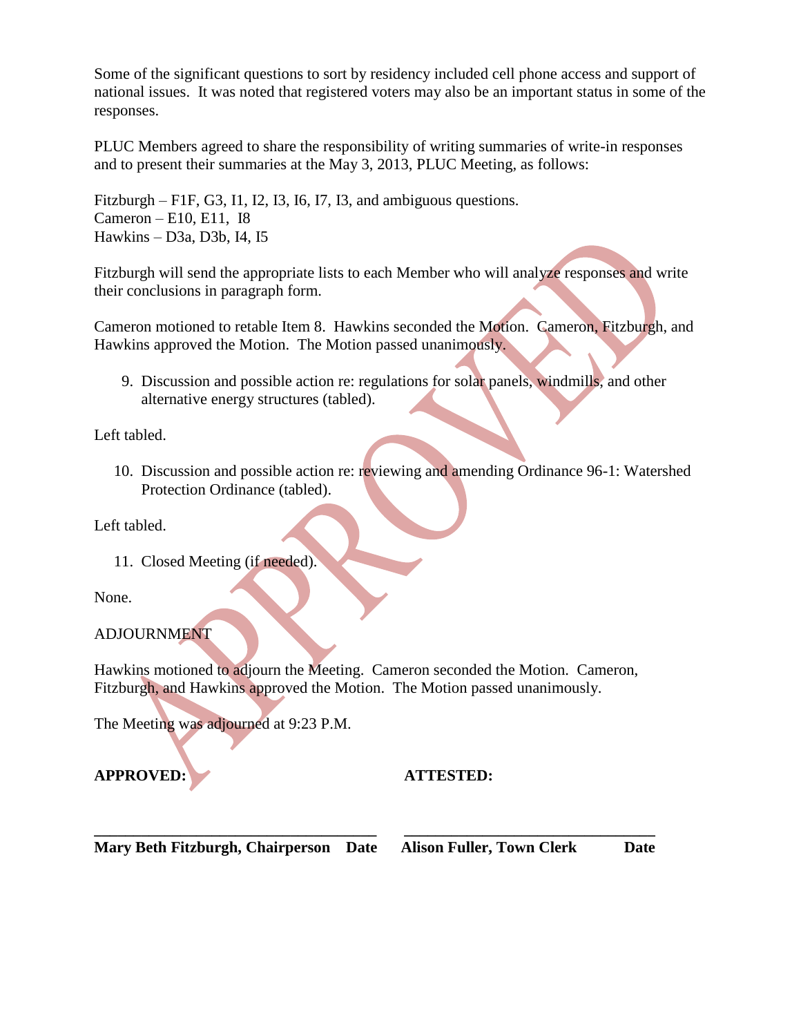Some of the significant questions to sort by residency included cell phone access and support of national issues. It was noted that registered voters may also be an important status in some of the responses.

PLUC Members agreed to share the responsibility of writing summaries of write-in responses and to present their summaries at the May 3, 2013, PLUC Meeting, as follows:

Fitzburgh – F1F, G3, I1, I2, I3, I6, I7, I3, and ambiguous questions.
Cameron – E10, E11, I8
Hawkins – D3a, D3b, I4, I5

Fitzburgh will send the appropriate lists to each Member who will analyze responses and write their conclusions in paragraph form.

Cameron motioned to retable Item 8. Hawkins seconded the Motion. Cameron, Fitzburgh, and Hawkins approved the Motion. The Motion passed unanimously.

9. Discussion and possible action re: regulations for solar panels, windmills, and other alternative energy structures (tabled).

Left tabled.

10. Discussion and possible action re: reviewing and amending Ordinance 96-1: Watershed Protection Ordinance (tabled).

Left tabled.

11. Closed Meeting (if needed).

None.

ADJOURNMENT

Hawkins motioned to adjourn the Meeting. Cameron seconded the Motion. Cameron, Fitzburgh, and Hawkins approved the Motion. The Motion passed unanimously.

The Meeting was adjourned at 9:23 P.M.

**APPROVED:** **ATTESTED:**

**Mary Beth Fitzburgh, Chairperson Date** **Alison Fuller, Town Clerk Date**